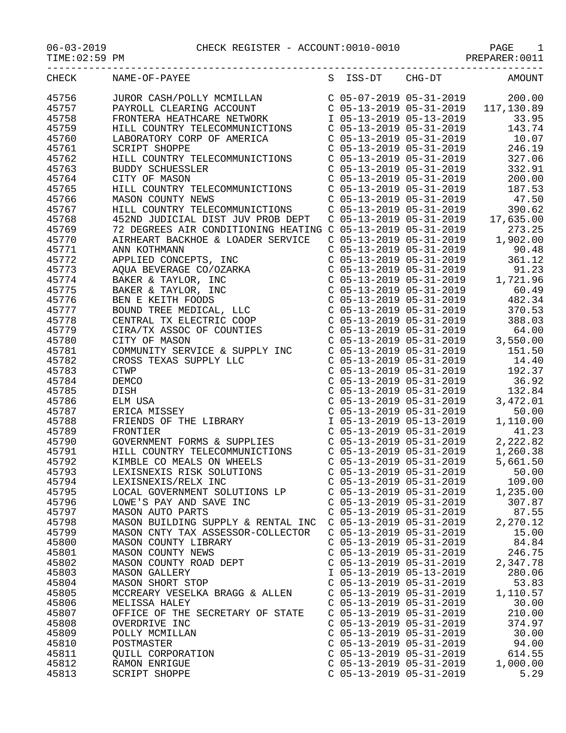06-03-2019 CHECK REGISTER - ACCOUNT:0010-0010

TIME:02:59 PM PREPARER:0011

| CHECK | NAME-OF-PAYEE | S | ISS-DT | CHG-DT | AMOUNT |
|---|---|---|---|---|---|
| 45756 | JUROR CASH/POLLY MCMILLAN | C | 05-07-2019 | 05-31-2019 | 200.00 |
| 45757 | PAYROLL CLEARING ACCOUNT | C | 05-13-2019 | 05-31-2019 | 117,130.89 |
| 45758 | FRONTERA HEATHCARE NETWORK | I | 05-13-2019 | 05-13-2019 | 33.95 |
| 45759 | HILL COUNTRY TELECOMMUNICTIONS | C | 05-13-2019 | 05-31-2019 | 143.74 |
| 45760 | LABORATORY CORP OF AMERICA | C | 05-13-2019 | 05-31-2019 | 10.07 |
| 45761 | SCRIPT SHOPPE | C | 05-13-2019 | 05-31-2019 | 246.19 |
| 45762 | HILL COUNTRY TELECOMMUNICTIONS | C | 05-13-2019 | 05-31-2019 | 327.06 |
| 45763 | BUDDY SCHUESSLER | C | 05-13-2019 | 05-31-2019 | 332.91 |
| 45764 | CITY OF MASON | C | 05-13-2019 | 05-31-2019 | 200.00 |
| 45765 | HILL COUNTRY TELECOMMUNICTIONS | C | 05-13-2019 | 05-31-2019 | 187.53 |
| 45766 | MASON COUNTY NEWS | C | 05-13-2019 | 05-31-2019 | 47.50 |
| 45767 | HILL COUNTRY TELECOMMUNICTIONS | C | 05-13-2019 | 05-31-2019 | 390.62 |
| 45768 | 452ND JUDICIAL DIST JUV PROB DEPT | C | 05-13-2019 | 05-31-2019 | 17,635.00 |
| 45769 | 72 DEGREES AIR CONDITIONING HEATING | C | 05-13-2019 | 05-31-2019 | 273.25 |
| 45770 | AIRHEART BACKHOE & LOADER SERVICE | C | 05-13-2019 | 05-31-2019 | 1,902.00 |
| 45771 | ANN KOTHMANN | C | 05-13-2019 | 05-31-2019 | 90.48 |
| 45772 | APPLIED CONCEPTS, INC | C | 05-13-2019 | 05-31-2019 | 361.12 |
| 45773 | AQUA BEVERAGE CO/OZARKA | C | 05-13-2019 | 05-31-2019 | 91.23 |
| 45774 | BAKER & TAYLOR, INC | C | 05-13-2019 | 05-31-2019 | 1,721.96 |
| 45775 | BAKER & TAYLOR, INC | C | 05-13-2019 | 05-31-2019 | 60.49 |
| 45776 | BEN E KEITH FOODS | C | 05-13-2019 | 05-31-2019 | 482.34 |
| 45777 | BOUND TREE MEDICAL, LLC | C | 05-13-2019 | 05-31-2019 | 370.53 |
| 45778 | CENTRAL TX ELECTRIC COOP | C | 05-13-2019 | 05-31-2019 | 388.03 |
| 45779 | CIRA/TX ASSOC OF COUNTIES | C | 05-13-2019 | 05-31-2019 | 64.00 |
| 45780 | CITY OF MASON | C | 05-13-2019 | 05-31-2019 | 3,550.00 |
| 45781 | COMMUNITY SERVICE & SUPPLY INC | C | 05-13-2019 | 05-31-2019 | 151.50 |
| 45782 | CROSS TEXAS SUPPLY LLC | C | 05-13-2019 | 05-31-2019 | 14.40 |
| 45783 | CTWP | C | 05-13-2019 | 05-31-2019 | 192.37 |
| 45784 | DEMCO | C | 05-13-2019 | 05-31-2019 | 36.92 |
| 45785 | DISH | C | 05-13-2019 | 05-31-2019 | 132.84 |
| 45786 | ELM USA | C | 05-13-2019 | 05-31-2019 | 3,472.01 |
| 45787 | ERICA MISSEY | C | 05-13-2019 | 05-31-2019 | 50.00 |
| 45788 | FRIENDS OF THE LIBRARY | I | 05-13-2019 | 05-13-2019 | 1,110.00 |
| 45789 | FRONTIER | C | 05-13-2019 | 05-31-2019 | 41.23 |
| 45790 | GOVERNMENT FORMS & SUPPLIES | C | 05-13-2019 | 05-31-2019 | 2,222.82 |
| 45791 | HILL COUNTRY TELECOMMUNICTIONS | C | 05-13-2019 | 05-31-2019 | 1,260.38 |
| 45792 | KIMBLE CO MEALS ON WHEELS | C | 05-13-2019 | 05-31-2019 | 5,661.50 |
| 45793 | LEXISNEXIS RISK SOLUTIONS | C | 05-13-2019 | 05-31-2019 | 50.00 |
| 45794 | LEXISNEXIS/RELX INC | C | 05-13-2019 | 05-31-2019 | 109.00 |
| 45795 | LOCAL GOVERNMENT SOLUTIONS LP | C | 05-13-2019 | 05-31-2019 | 1,235.00 |
| 45796 | LOWE'S PAY AND SAVE INC | C | 05-13-2019 | 05-31-2019 | 307.87 |
| 45797 | MASON AUTO PARTS | C | 05-13-2019 | 05-31-2019 | 87.55 |
| 45798 | MASON BUILDING SUPPLY & RENTAL INC | C | 05-13-2019 | 05-31-2019 | 2,270.12 |
| 45799 | MASON CNTY TAX ASSESSOR-COLLECTOR | C | 05-13-2019 | 05-31-2019 | 15.00 |
| 45800 | MASON COUNTY LIBRARY | C | 05-13-2019 | 05-31-2019 | 84.84 |
| 45801 | MASON COUNTY NEWS | C | 05-13-2019 | 05-31-2019 | 246.75 |
| 45802 | MASON COUNTY ROAD DEPT | C | 05-13-2019 | 05-31-2019 | 2,347.78 |
| 45803 | MASON GALLERY | I | 05-13-2019 | 05-13-2019 | 280.06 |
| 45804 | MASON SHORT STOP | C | 05-13-2019 | 05-31-2019 | 53.83 |
| 45805 | MCCREARY VESELKA BRAGG & ALLEN | C | 05-13-2019 | 05-31-2019 | 1,110.57 |
| 45806 | MELISSA HALEY | C | 05-13-2019 | 05-31-2019 | 30.00 |
| 45807 | OFFICE OF THE SECRETARY OF STATE | C | 05-13-2019 | 05-31-2019 | 210.00 |
| 45808 | OVERDRIVE INC | C | 05-13-2019 | 05-31-2019 | 374.97 |
| 45809 | POLLY MCMILLAN | C | 05-13-2019 | 05-31-2019 | 30.00 |
| 45810 | POSTMASTER | C | 05-13-2019 | 05-31-2019 | 94.00 |
| 45811 | QUILL CORPORATION | C | 05-13-2019 | 05-31-2019 | 614.55 |
| 45812 | RAMON ENRIGUE | C | 05-13-2019 | 05-31-2019 | 1,000.00 |
| 45813 | SCRIPT SHOPPE | C | 05-13-2019 | 05-31-2019 | 5.29 |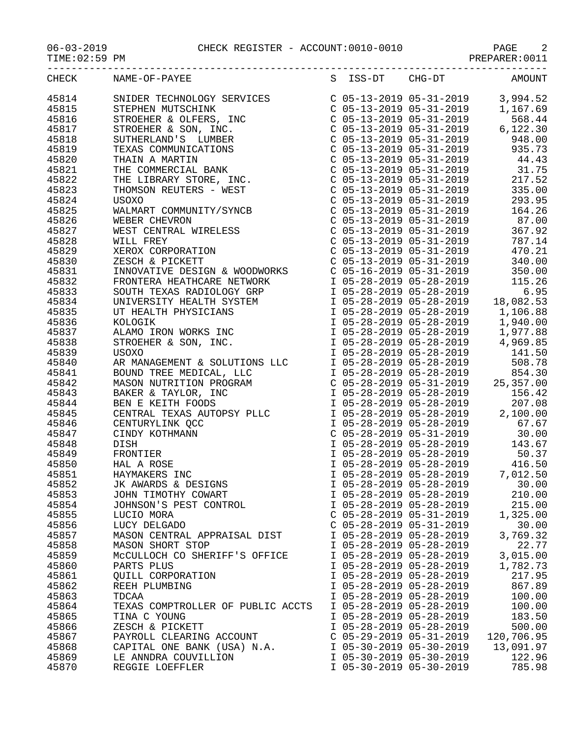06-03-2019 CHECK REGISTER - ACCOUNT:0010-0010

TIME:02:59 PM PREPARER:0011

| CHECK | NAME-OF-PAYEE | S | ISS-DT | CHG-DT | AMOUNT |
|---|---|---|---|---|---|
| 45814 | SNIDER TECHNOLOGY SERVICES | C | 05-13-2019 | 05-31-2019 | 3,994.52 |
| 45815 | STEPHEN MUTSCHINK | C | 05-13-2019 | 05-31-2019 | 1,167.69 |
| 45816 | STROEHER & OLFERS, INC | C | 05-13-2019 | 05-31-2019 | 568.44 |
| 45817 | STROEHER & SON, INC. | C | 05-13-2019 | 05-31-2019 | 6,122.30 |
| 45818 | SUTHERLAND'S LUMBER | C | 05-13-2019 | 05-31-2019 | 948.00 |
| 45819 | TEXAS COMMUNICATIONS | C | 05-13-2019 | 05-31-2019 | 935.73 |
| 45820 | THAIN A MARTIN | C | 05-13-2019 | 05-31-2019 | 44.43 |
| 45821 | THE COMMERCIAL BANK | C | 05-13-2019 | 05-31-2019 | 31.75 |
| 45822 | THE LIBRARY STORE, INC. | C | 05-13-2019 | 05-31-2019 | 217.52 |
| 45823 | THOMSON REUTERS - WEST | C | 05-13-2019 | 05-31-2019 | 335.00 |
| 45824 | USOXO | C | 05-13-2019 | 05-31-2019 | 293.95 |
| 45825 | WALMART COMMUNITY/SYNCB | C | 05-13-2019 | 05-31-2019 | 164.26 |
| 45826 | WEBER CHEVRON | C | 05-13-2019 | 05-31-2019 | 87.00 |
| 45827 | WEST CENTRAL WIRELESS | C | 05-13-2019 | 05-31-2019 | 367.92 |
| 45828 | WILL FREY | C | 05-13-2019 | 05-31-2019 | 787.14 |
| 45829 | XEROX CORPORATION | C | 05-13-2019 | 05-31-2019 | 470.21 |
| 45830 | ZESCH & PICKETT | C | 05-13-2019 | 05-31-2019 | 340.00 |
| 45831 | INNOVATIVE DESIGN & WOODWORKS | C | 05-16-2019 | 05-31-2019 | 350.00 |
| 45832 | FRONTERA HEATHCARE NETWORK | I | 05-28-2019 | 05-28-2019 | 115.26 |
| 45833 | SOUTH TEXAS RADIOLOGY GRP | I | 05-28-2019 | 05-28-2019 | 6.95 |
| 45834 | UNIVERSITY HEALTH SYSTEM | I | 05-28-2019 | 05-28-2019 | 18,082.53 |
| 45835 | UT HEALTH PHYSICIANS | I | 05-28-2019 | 05-28-2019 | 1,106.88 |
| 45836 | KOLOGIK | I | 05-28-2019 | 05-28-2019 | 1,940.00 |
| 45837 | ALAMO IRON WORKS INC | I | 05-28-2019 | 05-28-2019 | 1,977.88 |
| 45838 | STROEHER & SON, INC. | I | 05-28-2019 | 05-28-2019 | 4,969.85 |
| 45839 | USOXO | I | 05-28-2019 | 05-28-2019 | 141.50 |
| 45840 | AR MANAGEMENT & SOLUTIONS LLC | I | 05-28-2019 | 05-28-2019 | 508.78 |
| 45841 | BOUND TREE MEDICAL, LLC | I | 05-28-2019 | 05-28-2019 | 854.30 |
| 45842 | MASON NUTRITION PROGRAM | C | 05-28-2019 | 05-31-2019 | 25,357.00 |
| 45843 | BAKER & TAYLOR, INC | I | 05-28-2019 | 05-28-2019 | 156.42 |
| 45844 | BEN E KEITH FOODS | I | 05-28-2019 | 05-28-2019 | 207.08 |
| 45845 | CENTRAL TEXAS AUTOPSY PLLC | I | 05-28-2019 | 05-28-2019 | 2,100.00 |
| 45846 | CENTURYLINK QCC | I | 05-28-2019 | 05-28-2019 | 67.67 |
| 45847 | CINDY KOTHMANN | C | 05-28-2019 | 05-31-2019 | 30.00 |
| 45848 | DISH | I | 05-28-2019 | 05-28-2019 | 143.67 |
| 45849 | FRONTIER | I | 05-28-2019 | 05-28-2019 | 50.37 |
| 45850 | HAL A ROSE | I | 05-28-2019 | 05-28-2019 | 416.50 |
| 45851 | HAYMAKERS INC | I | 05-28-2019 | 05-28-2019 | 7,012.50 |
| 45852 | JK AWARDS & DESIGNS | I | 05-28-2019 | 05-28-2019 | 30.00 |
| 45853 | JOHN TIMOTHY COWART | I | 05-28-2019 | 05-28-2019 | 210.00 |
| 45854 | JOHNSON'S PEST CONTROL | I | 05-28-2019 | 05-28-2019 | 215.00 |
| 45855 | LUCIO MORA | C | 05-28-2019 | 05-31-2019 | 1,325.00 |
| 45856 | LUCY DELGADO | C | 05-28-2019 | 05-31-2019 | 30.00 |
| 45857 | MASON CENTRAL APPRAISAL DIST | I | 05-28-2019 | 05-28-2019 | 3,769.32 |
| 45858 | MASON SHORT STOP | I | 05-28-2019 | 05-28-2019 | 22.77 |
| 45859 | McCULLOCH CO SHERIFF'S OFFICE | I | 05-28-2019 | 05-28-2019 | 3,015.00 |
| 45860 | PARTS PLUS | I | 05-28-2019 | 05-28-2019 | 1,782.73 |
| 45861 | QUILL CORPORATION | I | 05-28-2019 | 05-28-2019 | 217.95 |
| 45862 | REEH PLUMBING | I | 05-28-2019 | 05-28-2019 | 867.89 |
| 45863 | TDCAA | I | 05-28-2019 | 05-28-2019 | 100.00 |
| 45864 | TEXAS COMPTROLLER OF PUBLIC ACCTS | I | 05-28-2019 | 05-28-2019 | 100.00 |
| 45865 | TINA C YOUNG | I | 05-28-2019 | 05-28-2019 | 183.50 |
| 45866 | ZESCH & PICKETT | I | 05-28-2019 | 05-28-2019 | 500.00 |
| 45867 | PAYROLL CLEARING ACCOUNT | C | 05-29-2019 | 05-31-2019 | 120,706.95 |
| 45868 | CAPITAL ONE BANK (USA) N.A. | I | 05-30-2019 | 05-30-2019 | 13,091.97 |
| 45869 | LE ANNDRA COUVILLION | I | 05-30-2019 | 05-30-2019 | 122.96 |
| 45870 | REGGIE LOEFFLER | I | 05-30-2019 | 05-30-2019 | 785.98 |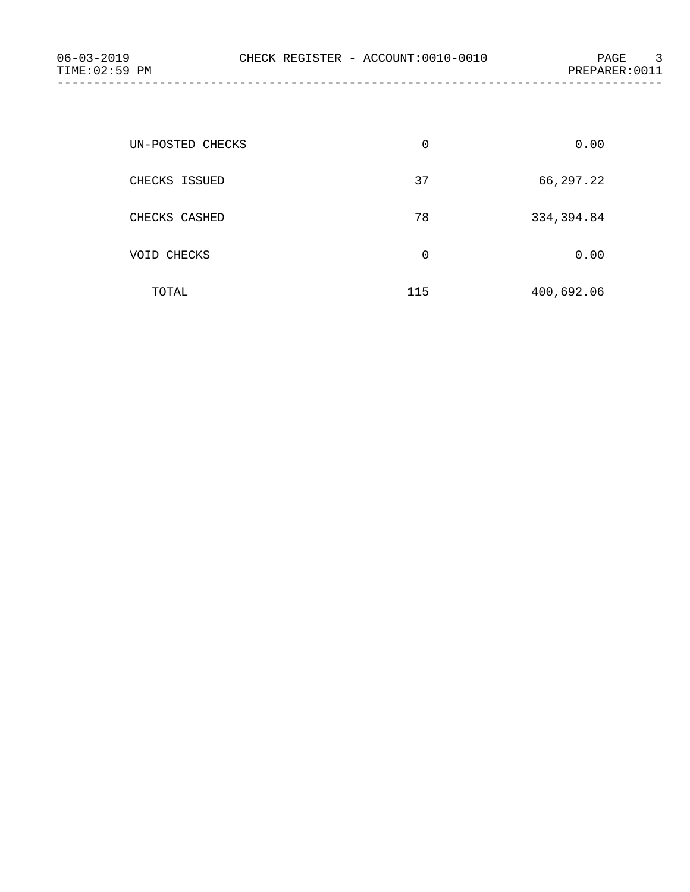| | | |
|---|---|---|
| UN-POSTED CHECKS | 0 | 0.00 |
| CHECKS ISSUED | 37 | 66,297.22 |
| CHECKS CASHED | 78 | 334,394.84 |
| VOID CHECKS | 0 | 0.00 |
| TOTAL | 115 | 400,692.06 |